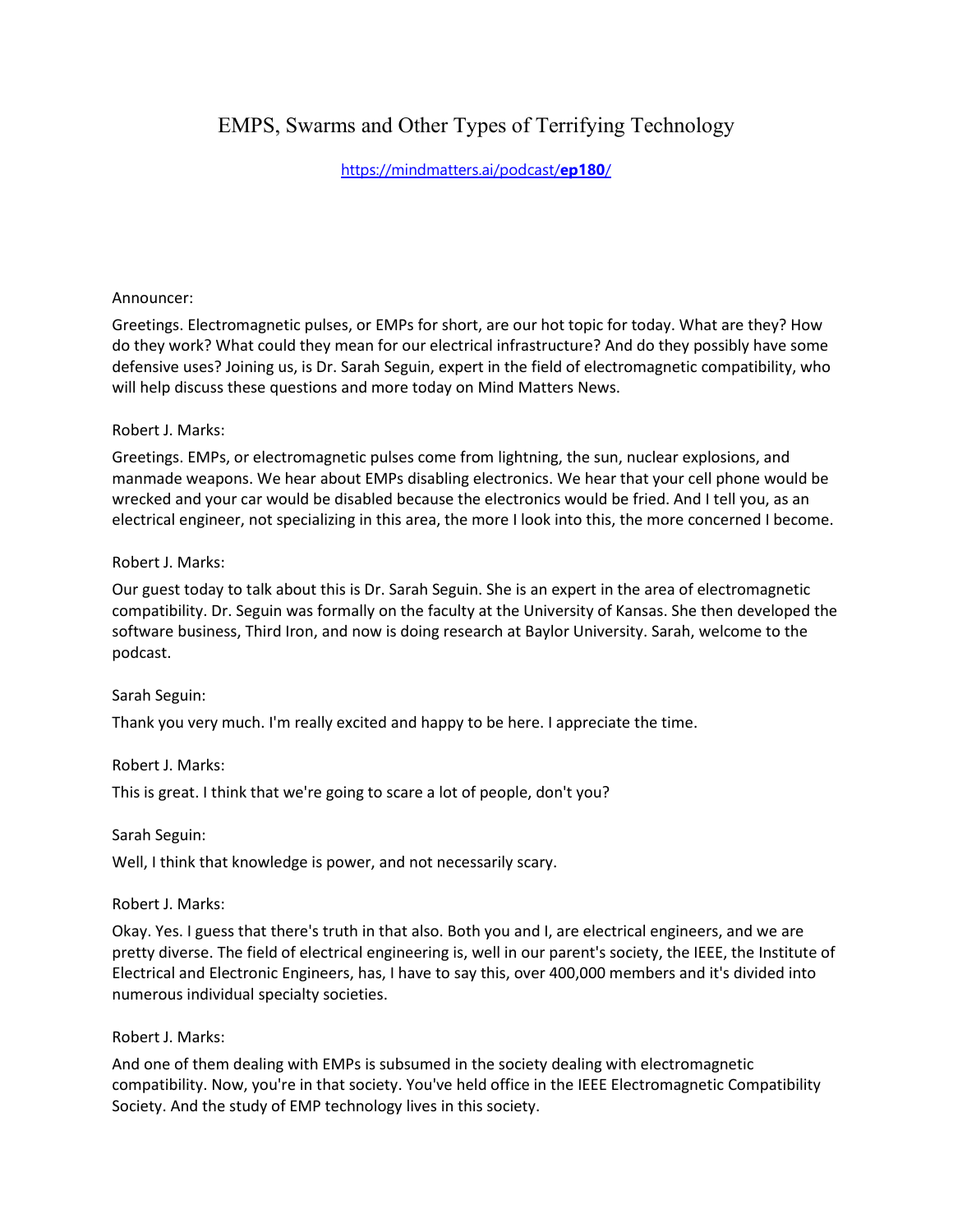# EMPS, Swarms and Other Types of Terrifying Technology

[https://mindmatters.ai/podcast/**ep180**/](https://mindmatters.ai/podcast/ep180/)

Announcer:

Greetings. Electromagnetic pulses, or EMPs for short, are our hot topic for today. What are they? How do they work? What could they mean for our electrical infrastructure? And do they possibly have some defensive uses? Joining us, is Dr. Sarah Seguin, expert in the field of electromagnetic compatibility, who will help discuss these questions and more today on Mind Matters News.

Robert J. Marks:

Greetings. EMPs, or electromagnetic pulses come from lightning, the sun, nuclear explosions, and manmade weapons. We hear about EMPs disabling electronics. We hear that your cell phone would be wrecked and your car would be disabled because the electronics would be fried. And I tell you, as an electrical engineer, not specializing in this area, the more I look into this, the more concerned I become.

Robert J. Marks:

Our guest today to talk about this is Dr. Sarah Seguin. She is an expert in the area of electromagnetic compatibility. Dr. Seguin was formally on the faculty at the University of Kansas. She then developed the software business, Third Iron, and now is doing research at Baylor University. Sarah, welcome to the podcast.

Sarah Seguin:

Thank you very much. I'm really excited and happy to be here. I appreciate the time.

Robert J. Marks:

This is great. I think that we're going to scare a lot of people, don't you?

Sarah Seguin:

Well, I think that knowledge is power, and not necessarily scary.

Robert J. Marks:

Okay. Yes. I guess that there's truth in that also. Both you and I, are electrical engineers, and we are pretty diverse. The field of electrical engineering is, well in our parent's society, the IEEE, the Institute of Electrical and Electronic Engineers, has, I have to say this, over 400,000 members and it's divided into numerous individual specialty societies.

Robert J. Marks:

And one of them dealing with EMPs is subsumed in the society dealing with electromagnetic compatibility. Now, you're in that society. You've held office in the IEEE Electromagnetic Compatibility Society. And the study of EMP technology lives in this society.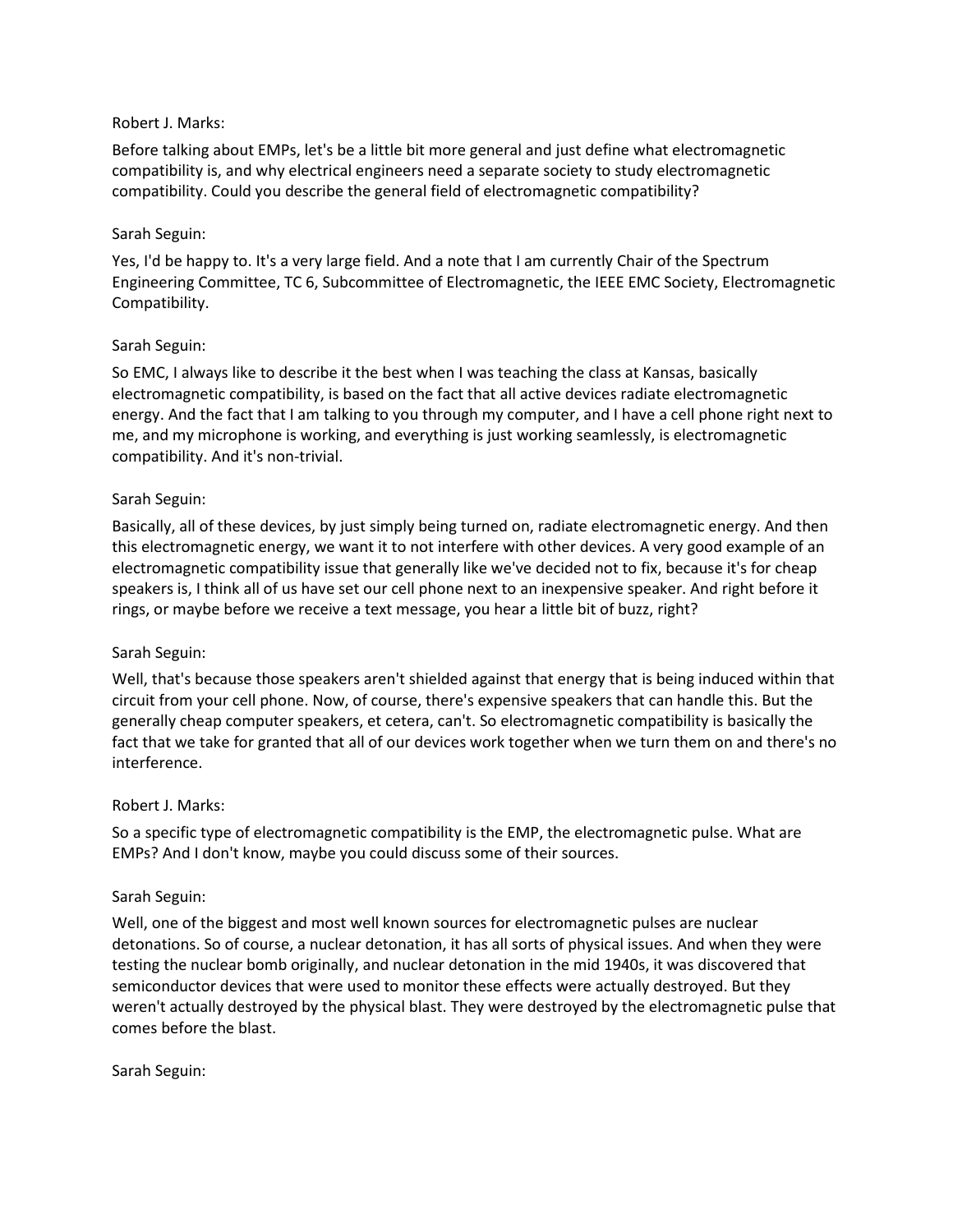Robert J. Marks:

Before talking about EMPs, let's be a little bit more general and just define what electromagnetic compatibility is, and why electrical engineers need a separate society to study electromagnetic compatibility. Could you describe the general field of electromagnetic compatibility?

Sarah Seguin:

Yes, I'd be happy to. It's a very large field. And a note that I am currently Chair of the Spectrum Engineering Committee, TC 6, Subcommittee of Electromagnetic, the IEEE EMC Society, Electromagnetic Compatibility.

Sarah Seguin:

So EMC, I always like to describe it the best when I was teaching the class at Kansas, basically electromagnetic compatibility, is based on the fact that all active devices radiate electromagnetic energy. And the fact that I am talking to you through my computer, and I have a cell phone right next to me, and my microphone is working, and everything is just working seamlessly, is electromagnetic compatibility. And it's non-trivial.

Sarah Seguin:

Basically, all of these devices, by just simply being turned on, radiate electromagnetic energy. And then this electromagnetic energy, we want it to not interfere with other devices. A very good example of an electromagnetic compatibility issue that generally like we've decided not to fix, because it's for cheap speakers is, I think all of us have set our cell phone next to an inexpensive speaker. And right before it rings, or maybe before we receive a text message, you hear a little bit of buzz, right?

Sarah Seguin:

Well, that's because those speakers aren't shielded against that energy that is being induced within that circuit from your cell phone. Now, of course, there's expensive speakers that can handle this. But the generally cheap computer speakers, et cetera, can't. So electromagnetic compatibility is basically the fact that we take for granted that all of our devices work together when we turn them on and there's no interference.

Robert J. Marks:

So a specific type of electromagnetic compatibility is the EMP, the electromagnetic pulse. What are EMPs? And I don't know, maybe you could discuss some of their sources.

Sarah Seguin:

Well, one of the biggest and most well known sources for electromagnetic pulses are nuclear detonations. So of course, a nuclear detonation, it has all sorts of physical issues. And when they were testing the nuclear bomb originally, and nuclear detonation in the mid 1940s, it was discovered that semiconductor devices that were used to monitor these effects were actually destroyed. But they weren't actually destroyed by the physical blast. They were destroyed by the electromagnetic pulse that comes before the blast.

Sarah Seguin: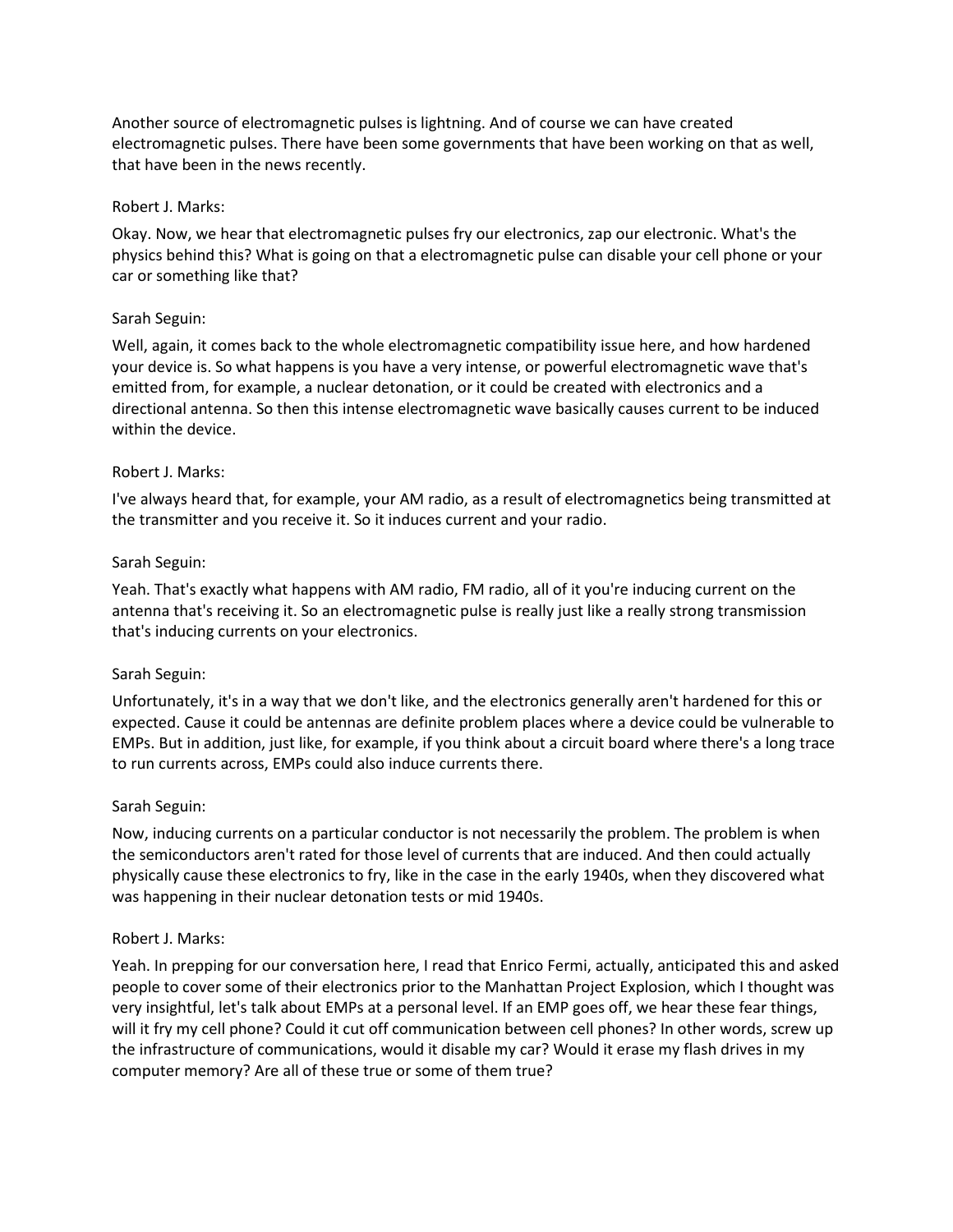Another source of electromagnetic pulses is lightning. And of course we can have created electromagnetic pulses. There have been some governments that have been working on that as well, that have been in the news recently.

Robert J. Marks:

Okay. Now, we hear that electromagnetic pulses fry our electronics, zap our electronic. What's the physics behind this? What is going on that a electromagnetic pulse can disable your cell phone or your car or something like that?

Sarah Seguin:

Well, again, it comes back to the whole electromagnetic compatibility issue here, and how hardened your device is. So what happens is you have a very intense, or powerful electromagnetic wave that's emitted from, for example, a nuclear detonation, or it could be created with electronics and a directional antenna. So then this intense electromagnetic wave basically causes current to be induced within the device.

Robert J. Marks:

I've always heard that, for example, your AM radio, as a result of electromagnetics being transmitted at the transmitter and you receive it. So it induces current and your radio.

Sarah Seguin:

Yeah. That's exactly what happens with AM radio, FM radio, all of it you're inducing current on the antenna that's receiving it. So an electromagnetic pulse is really just like a really strong transmission that's inducing currents on your electronics.

Sarah Seguin:

Unfortunately, it's in a way that we don't like, and the electronics generally aren't hardened for this or expected. Cause it could be antennas are definite problem places where a device could be vulnerable to EMPs. But in addition, just like, for example, if you think about a circuit board where there's a long trace to run currents across, EMPs could also induce currents there.

Sarah Seguin:

Now, inducing currents on a particular conductor is not necessarily the problem. The problem is when the semiconductors aren't rated for those level of currents that are induced. And then could actually physically cause these electronics to fry, like in the case in the early 1940s, when they discovered what was happening in their nuclear detonation tests or mid 1940s.

Robert J. Marks:

Yeah. In prepping for our conversation here, I read that Enrico Fermi, actually, anticipated this and asked people to cover some of their electronics prior to the Manhattan Project Explosion, which I thought was very insightful, let's talk about EMPs at a personal level. If an EMP goes off, we hear these fear things, will it fry my cell phone? Could it cut off communication between cell phones? In other words, screw up the infrastructure of communications, would it disable my car? Would it erase my flash drives in my computer memory? Are all of these true or some of them true?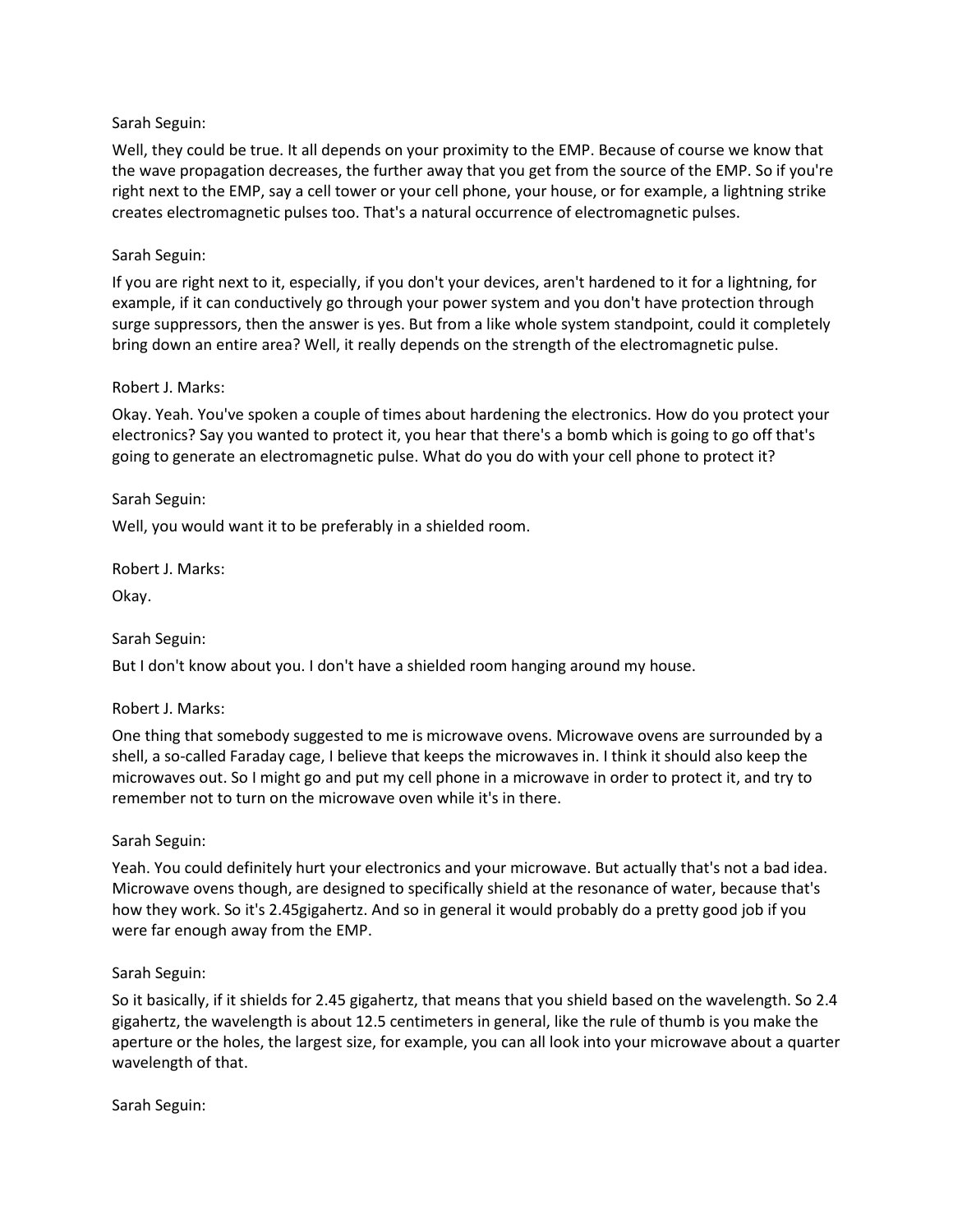Sarah Seguin:

Well, they could be true. It all depends on your proximity to the EMP. Because of course we know that the wave propagation decreases, the further away that you get from the source of the EMP. So if you're right next to the EMP, say a cell tower or your cell phone, your house, or for example, a lightning strike creates electromagnetic pulses too. That's a natural occurrence of electromagnetic pulses.

Sarah Seguin:

If you are right next to it, especially, if you don't your devices, aren't hardened to it for a lightning, for example, if it can conductively go through your power system and you don't have protection through surge suppressors, then the answer is yes. But from a like whole system standpoint, could it completely bring down an entire area? Well, it really depends on the strength of the electromagnetic pulse.

Robert J. Marks:

Okay. Yeah. You've spoken a couple of times about hardening the electronics. How do you protect your electronics? Say you wanted to protect it, you hear that there's a bomb which is going to go off that's going to generate an electromagnetic pulse. What do you do with your cell phone to protect it?

Sarah Seguin:

Well, you would want it to be preferably in a shielded room.

Robert J. Marks:

Okay.

Sarah Seguin:

But I don't know about you. I don't have a shielded room hanging around my house.

Robert J. Marks:

One thing that somebody suggested to me is microwave ovens. Microwave ovens are surrounded by a shell, a so-called Faraday cage, I believe that keeps the microwaves in. I think it should also keep the microwaves out. So I might go and put my cell phone in a microwave in order to protect it, and try to remember not to turn on the microwave oven while it's in there.

Sarah Seguin:

Yeah. You could definitely hurt your electronics and your microwave. But actually that's not a bad idea. Microwave ovens though, are designed to specifically shield at the resonance of water, because that's how they work. So it's 2.45gigahertz. And so in general it would probably do a pretty good job if you were far enough away from the EMP.

Sarah Seguin:

So it basically, if it shields for 2.45 gigahertz, that means that you shield based on the wavelength. So 2.4 gigahertz, the wavelength is about 12.5 centimeters in general, like the rule of thumb is you make the aperture or the holes, the largest size, for example, you can all look into your microwave about a quarter wavelength of that.

Sarah Seguin: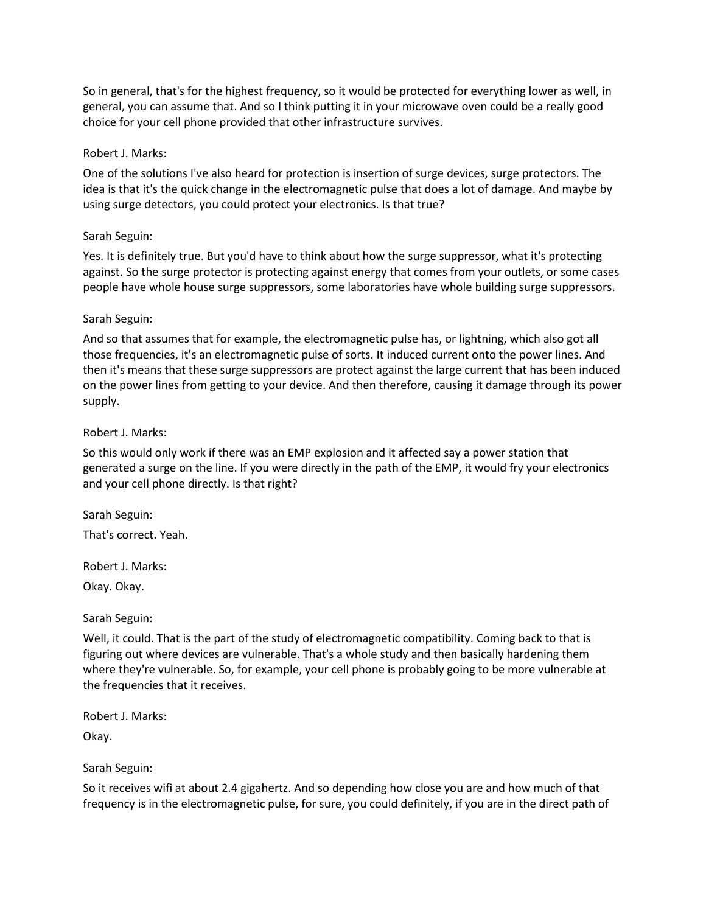So in general, that's for the highest frequency, so it would be protected for everything lower as well, in general, you can assume that. And so I think putting it in your microwave oven could be a really good choice for your cell phone provided that other infrastructure survives.

Robert J. Marks:

One of the solutions I've also heard for protection is insertion of surge devices, surge protectors. The idea is that it's the quick change in the electromagnetic pulse that does a lot of damage. And maybe by using surge detectors, you could protect your electronics. Is that true?

Sarah Seguin:

Yes. It is definitely true. But you'd have to think about how the surge suppressor, what it's protecting against. So the surge protector is protecting against energy that comes from your outlets, or some cases people have whole house surge suppressors, some laboratories have whole building surge suppressors.

Sarah Seguin:

And so that assumes that for example, the electromagnetic pulse has, or lightning, which also got all those frequencies, it's an electromagnetic pulse of sorts. It induced current onto the power lines. And then it's means that these surge suppressors are protect against the large current that has been induced on the power lines from getting to your device. And then therefore, causing it damage through its power supply.

Robert J. Marks:

So this would only work if there was an EMP explosion and it affected say a power station that generated a surge on the line. If you were directly in the path of the EMP, it would fry your electronics and your cell phone directly. Is that right?

Sarah Seguin:

That's correct. Yeah.

Robert J. Marks:

Okay. Okay.

Sarah Seguin:

Well, it could. That is the part of the study of electromagnetic compatibility. Coming back to that is figuring out where devices are vulnerable. That's a whole study and then basically hardening them where they're vulnerable. So, for example, your cell phone is probably going to be more vulnerable at the frequencies that it receives.

Robert J. Marks:

Okay.

Sarah Seguin:

So it receives wifi at about 2.4 gigahertz. And so depending how close you are and how much of that frequency is in the electromagnetic pulse, for sure, you could definitely, if you are in the direct path of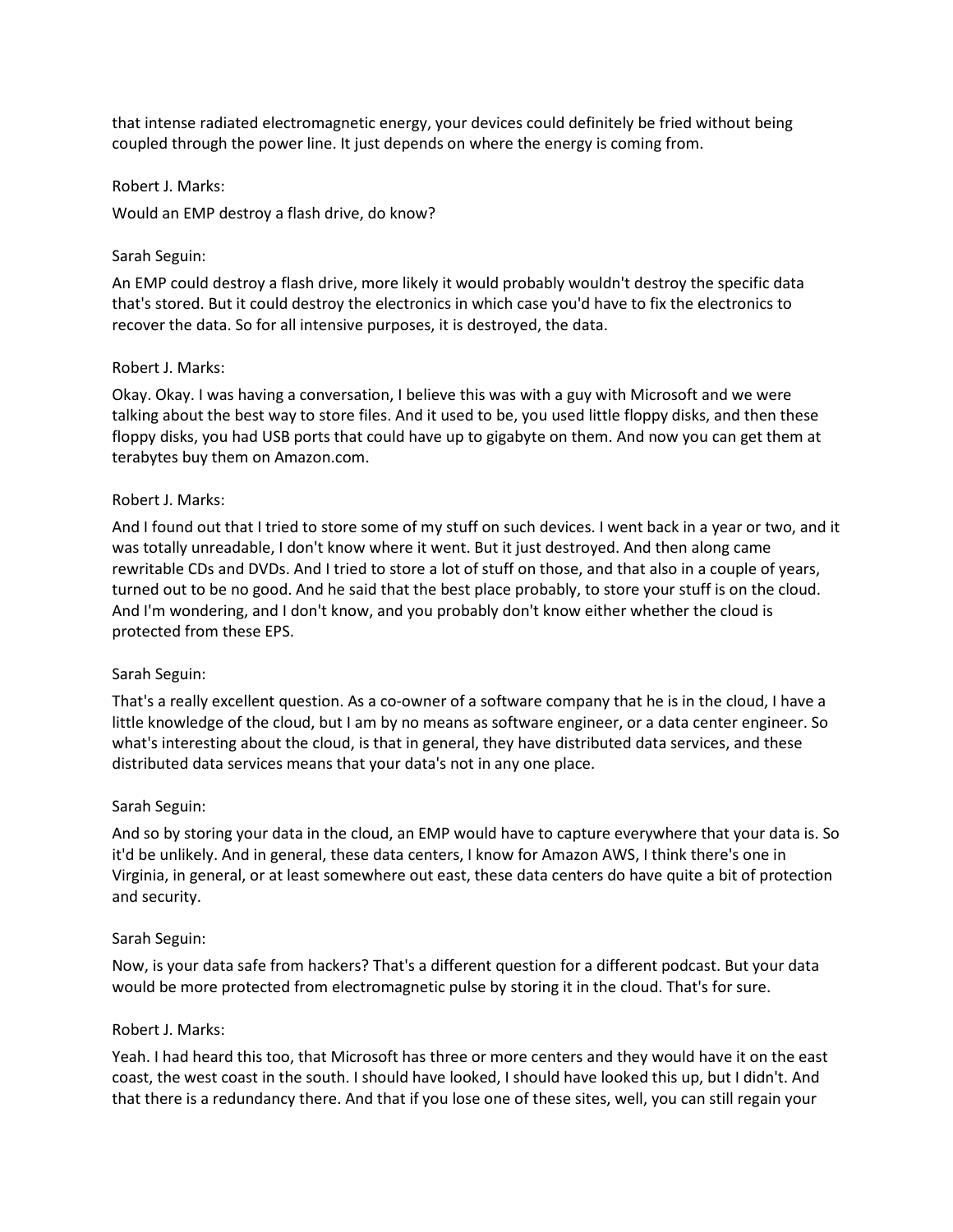that intense radiated electromagnetic energy, your devices could definitely be fried without being coupled through the power line. It just depends on where the energy is coming from.

Robert J. Marks:

Would an EMP destroy a flash drive, do know?

Sarah Seguin:

An EMP could destroy a flash drive, more likely it would probably wouldn't destroy the specific data that's stored. But it could destroy the electronics in which case you'd have to fix the electronics to recover the data. So for all intensive purposes, it is destroyed, the data.

Robert J. Marks:

Okay. Okay. I was having a conversation, I believe this was with a guy with Microsoft and we were talking about the best way to store files. And it used to be, you used little floppy disks, and then these floppy disks, you had USB ports that could have up to gigabyte on them. And now you can get them at terabytes buy them on Amazon.com.

Robert J. Marks:

And I found out that I tried to store some of my stuff on such devices. I went back in a year or two, and it was totally unreadable, I don't know where it went. But it just destroyed. And then along came rewritable CDs and DVDs. And I tried to store a lot of stuff on those, and that also in a couple of years, turned out to be no good. And he said that the best place probably, to store your stuff is on the cloud. And I'm wondering, and I don't know, and you probably don't know either whether the cloud is protected from these EPS.

Sarah Seguin:

That's a really excellent question. As a co-owner of a software company that he is in the cloud, I have a little knowledge of the cloud, but I am by no means as software engineer, or a data center engineer. So what's interesting about the cloud, is that in general, they have distributed data services, and these distributed data services means that your data's not in any one place.

Sarah Seguin:

And so by storing your data in the cloud, an EMP would have to capture everywhere that your data is. So it'd be unlikely. And in general, these data centers, I know for Amazon AWS, I think there's one in Virginia, in general, or at least somewhere out east, these data centers do have quite a bit of protection and security.

Sarah Seguin:

Now, is your data safe from hackers? That's a different question for a different podcast. But your data would be more protected from electromagnetic pulse by storing it in the cloud. That's for sure.

Robert J. Marks:

Yeah. I had heard this too, that Microsoft has three or more centers and they would have it on the east coast, the west coast in the south. I should have looked, I should have looked this up, but I didn't. And that there is a redundancy there. And that if you lose one of these sites, well, you can still regain your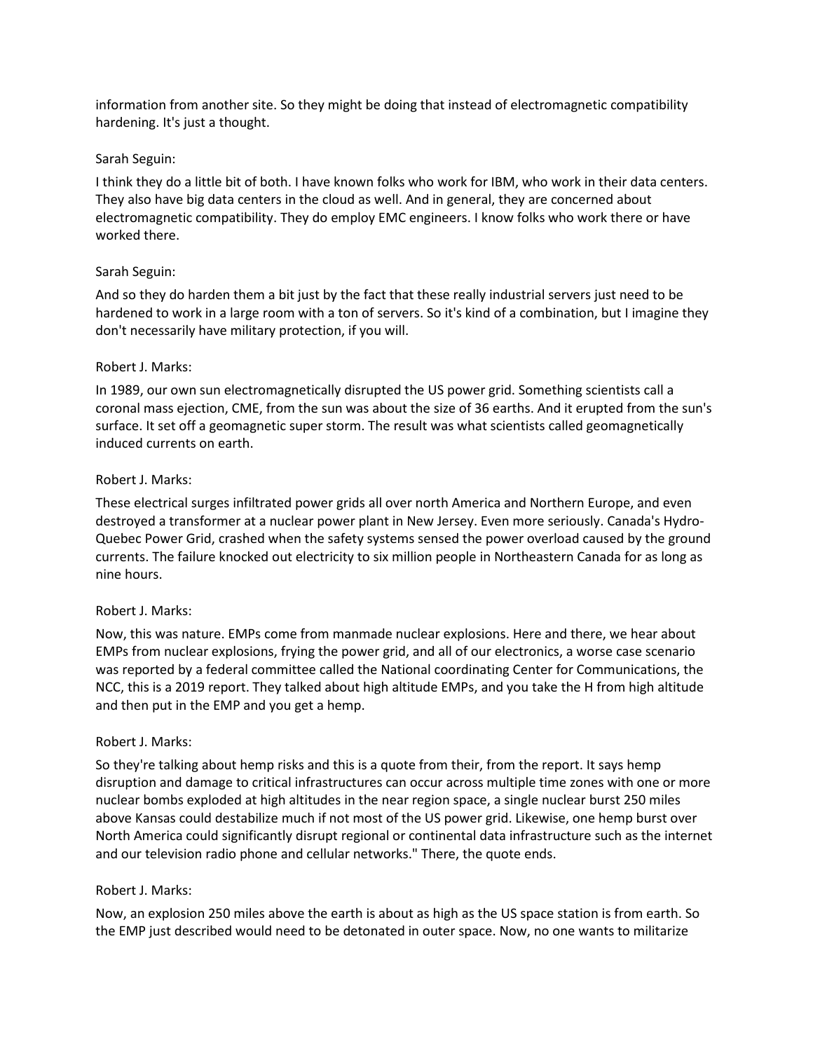information from another site. So they might be doing that instead of electromagnetic compatibility hardening. It's just a thought.

Sarah Seguin:

I think they do a little bit of both. I have known folks who work for IBM, who work in their data centers. They also have big data centers in the cloud as well. And in general, they are concerned about electromagnetic compatibility. They do employ EMC engineers. I know folks who work there or have worked there.

Sarah Seguin:

And so they do harden them a bit just by the fact that these really industrial servers just need to be hardened to work in a large room with a ton of servers. So it's kind of a combination, but I imagine they don't necessarily have military protection, if you will.

Robert J. Marks:

In 1989, our own sun electromagnetically disrupted the US power grid. Something scientists call a coronal mass ejection, CME, from the sun was about the size of 36 earths. And it erupted from the sun's surface. It set off a geomagnetic super storm. The result was what scientists called geomagnetically induced currents on earth.

Robert J. Marks:

These electrical surges infiltrated power grids all over north America and Northern Europe, and even destroyed a transformer at a nuclear power plant in New Jersey. Even more seriously. Canada's Hydro-Quebec Power Grid, crashed when the safety systems sensed the power overload caused by the ground currents. The failure knocked out electricity to six million people in Northeastern Canada for as long as nine hours.

Robert J. Marks:

Now, this was nature. EMPs come from manmade nuclear explosions. Here and there, we hear about EMPs from nuclear explosions, frying the power grid, and all of our electronics, a worse case scenario was reported by a federal committee called the National coordinating Center for Communications, the NCC, this is a 2019 report. They talked about high altitude EMPs, and you take the H from high altitude and then put in the EMP and you get a hemp.

Robert J. Marks:

So they're talking about hemp risks and this is a quote from their, from the report. It says hemp disruption and damage to critical infrastructures can occur across multiple time zones with one or more nuclear bombs exploded at high altitudes in the near region space, a single nuclear burst 250 miles above Kansas could destabilize much if not most of the US power grid. Likewise, one hemp burst over North America could significantly disrupt regional or continental data infrastructure such as the internet and our television radio phone and cellular networks." There, the quote ends.

Robert J. Marks:

Now, an explosion 250 miles above the earth is about as high as the US space station is from earth. So the EMP just described would need to be detonated in outer space. Now, no one wants to militarize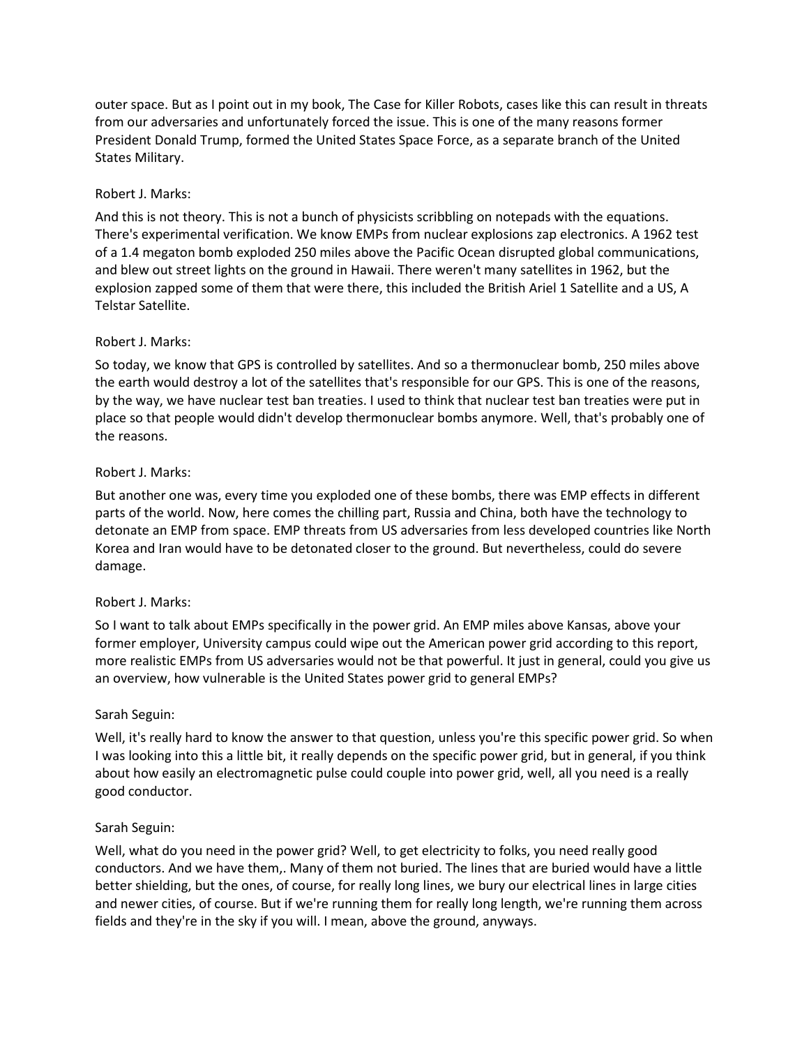outer space. But as I point out in my book, The Case for Killer Robots, cases like this can result in threats from our adversaries and unfortunately forced the issue. This is one of the many reasons former President Donald Trump, formed the United States Space Force, as a separate branch of the United States Military.

Robert J. Marks:

And this is not theory. This is not a bunch of physicists scribbling on notepads with the equations. There's experimental verification. We know EMPs from nuclear explosions zap electronics. A 1962 test of a 1.4 megaton bomb exploded 250 miles above the Pacific Ocean disrupted global communications, and blew out street lights on the ground in Hawaii. There weren't many satellites in 1962, but the explosion zapped some of them that were there, this included the British Ariel 1 Satellite and a US, A Telstar Satellite.

Robert J. Marks:

So today, we know that GPS is controlled by satellites. And so a thermonuclear bomb, 250 miles above the earth would destroy a lot of the satellites that's responsible for our GPS. This is one of the reasons, by the way, we have nuclear test ban treaties. I used to think that nuclear test ban treaties were put in place so that people would didn't develop thermonuclear bombs anymore. Well, that's probably one of the reasons.

Robert J. Marks:

But another one was, every time you exploded one of these bombs, there was EMP effects in different parts of the world. Now, here comes the chilling part, Russia and China, both have the technology to detonate an EMP from space. EMP threats from US adversaries from less developed countries like North Korea and Iran would have to be detonated closer to the ground. But nevertheless, could do severe damage.

Robert J. Marks:

So I want to talk about EMPs specifically in the power grid. An EMP miles above Kansas, above your former employer, University campus could wipe out the American power grid according to this report, more realistic EMPs from US adversaries would not be that powerful. It just in general, could you give us an overview, how vulnerable is the United States power grid to general EMPs?

Sarah Seguin:

Well, it's really hard to know the answer to that question, unless you're this specific power grid. So when I was looking into this a little bit, it really depends on the specific power grid, but in general, if you think about how easily an electromagnetic pulse could couple into power grid, well, all you need is a really good conductor.

Sarah Seguin:

Well, what do you need in the power grid? Well, to get electricity to folks, you need really good conductors. And we have them,. Many of them not buried. The lines that are buried would have a little better shielding, but the ones, of course, for really long lines, we bury our electrical lines in large cities and newer cities, of course. But if we're running them for really long length, we're running them across fields and they're in the sky if you will. I mean, above the ground, anyways.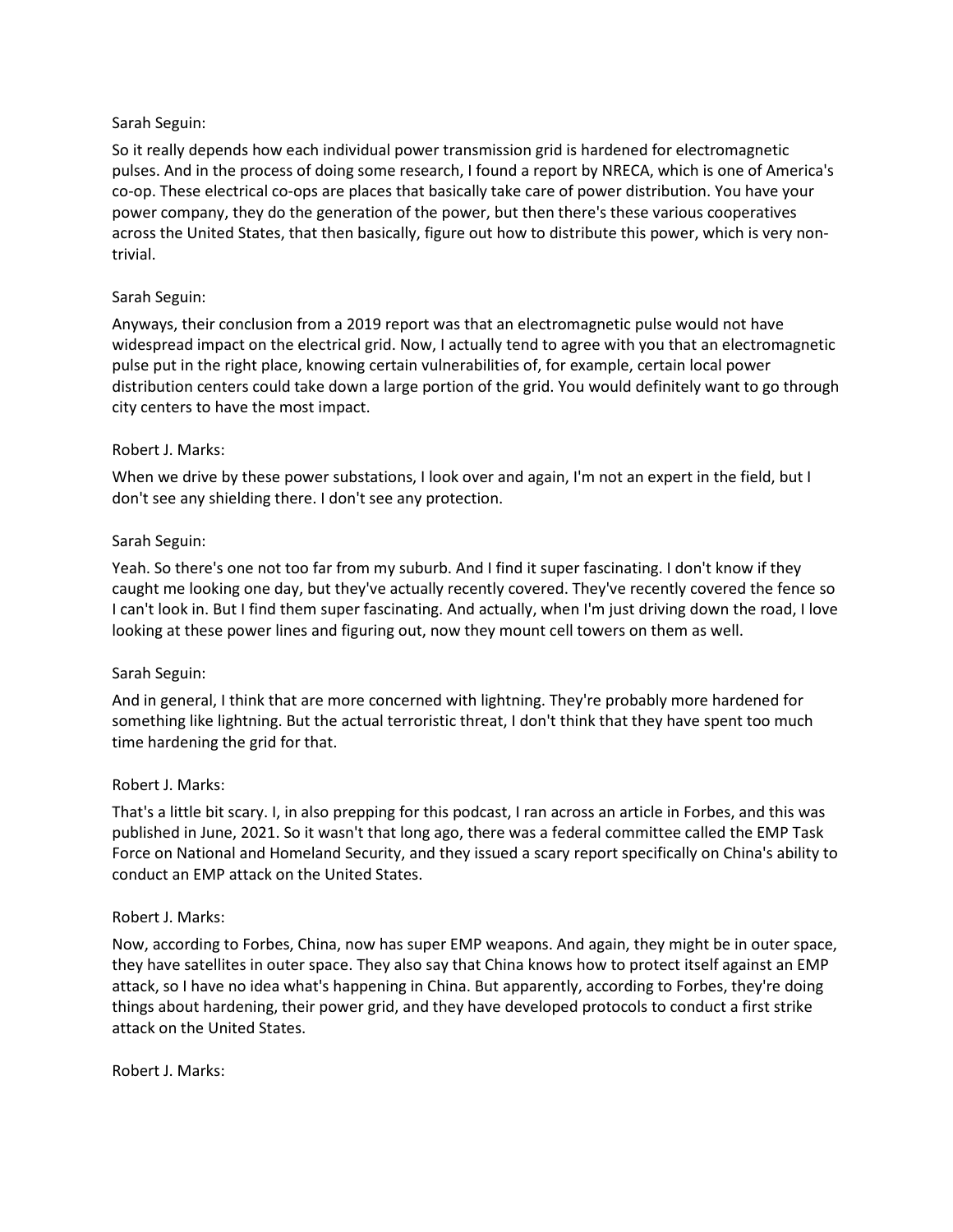Sarah Seguin:

So it really depends how each individual power transmission grid is hardened for electromagnetic pulses. And in the process of doing some research, I found a report by NRECA, which is one of America's co-op. These electrical co-ops are places that basically take care of power distribution. You have your power company, they do the generation of the power, but then there's these various cooperatives across the United States, that then basically, figure out how to distribute this power, which is very non-trivial.

Sarah Seguin:

Anyways, their conclusion from a 2019 report was that an electromagnetic pulse would not have widespread impact on the electrical grid. Now, I actually tend to agree with you that an electromagnetic pulse put in the right place, knowing certain vulnerabilities of, for example, certain local power distribution centers could take down a large portion of the grid. You would definitely want to go through city centers to have the most impact.

Robert J. Marks:

When we drive by these power substations, I look over and again, I'm not an expert in the field, but I don't see any shielding there. I don't see any protection.

Sarah Seguin:

Yeah. So there's one not too far from my suburb. And I find it super fascinating. I don't know if they caught me looking one day, but they've actually recently covered. They've recently covered the fence so I can't look in. But I find them super fascinating. And actually, when I'm just driving down the road, I love looking at these power lines and figuring out, now they mount cell towers on them as well.

Sarah Seguin:

And in general, I think that are more concerned with lightning. They're probably more hardened for something like lightning. But the actual terroristic threat, I don't think that they have spent too much time hardening the grid for that.

Robert J. Marks:

That's a little bit scary. I, in also prepping for this podcast, I ran across an article in Forbes, and this was published in June, 2021. So it wasn't that long ago, there was a federal committee called the EMP Task Force on National and Homeland Security, and they issued a scary report specifically on China's ability to conduct an EMP attack on the United States.

Robert J. Marks:

Now, according to Forbes, China, now has super EMP weapons. And again, they might be in outer space, they have satellites in outer space. They also say that China knows how to protect itself against an EMP attack, so I have no idea what's happening in China. But apparently, according to Forbes, they're doing things about hardening, their power grid, and they have developed protocols to conduct a first strike attack on the United States.

Robert J. Marks: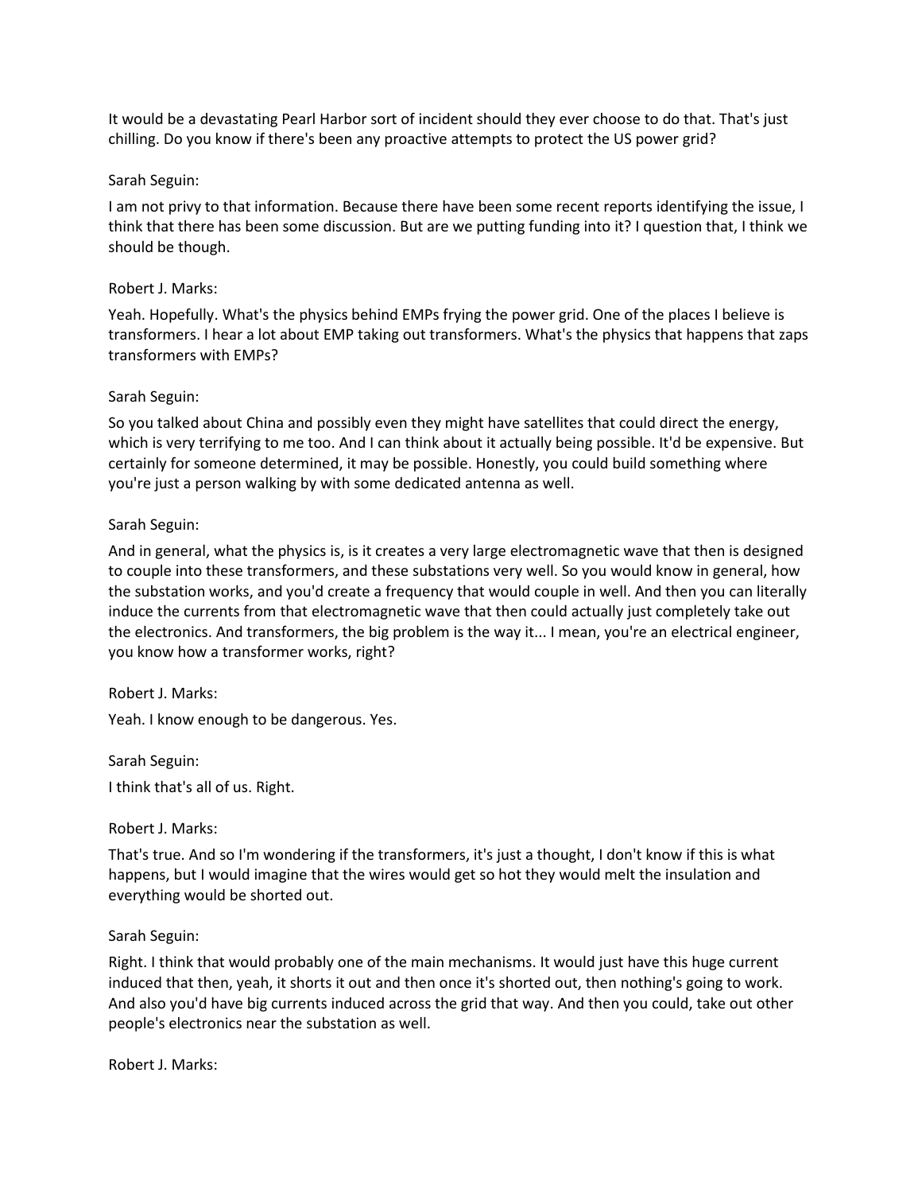It would be a devastating Pearl Harbor sort of incident should they ever choose to do that. That's just chilling. Do you know if there's been any proactive attempts to protect the US power grid?

Sarah Seguin:

I am not privy to that information. Because there have been some recent reports identifying the issue, I think that there has been some discussion. But are we putting funding into it? I question that, I think we should be though.

Robert J. Marks:

Yeah. Hopefully. What's the physics behind EMPs frying the power grid. One of the places I believe is transformers. I hear a lot about EMP taking out transformers. What's the physics that happens that zaps transformers with EMPs?

Sarah Seguin:

So you talked about China and possibly even they might have satellites that could direct the energy, which is very terrifying to me too. And I can think about it actually being possible. It'd be expensive. But certainly for someone determined, it may be possible. Honestly, you could build something where you're just a person walking by with some dedicated antenna as well.

Sarah Seguin:

And in general, what the physics is, is it creates a very large electromagnetic wave that then is designed to couple into these transformers, and these substations very well. So you would know in general, how the substation works, and you'd create a frequency that would couple in well. And then you can literally induce the currents from that electromagnetic wave that then could actually just completely take out the electronics. And transformers, the big problem is the way it... I mean, you're an electrical engineer, you know how a transformer works, right?

Robert J. Marks:

Yeah. I know enough to be dangerous. Yes.

Sarah Seguin:

I think that's all of us. Right.

Robert J. Marks:

That's true. And so I'm wondering if the transformers, it's just a thought, I don't know if this is what happens, but I would imagine that the wires would get so hot they would melt the insulation and everything would be shorted out.

Sarah Seguin:

Right. I think that would probably one of the main mechanisms. It would just have this huge current induced that then, yeah, it shorts it out and then once it's shorted out, then nothing's going to work. And also you'd have big currents induced across the grid that way. And then you could, take out other people's electronics near the substation as well.

Robert J. Marks: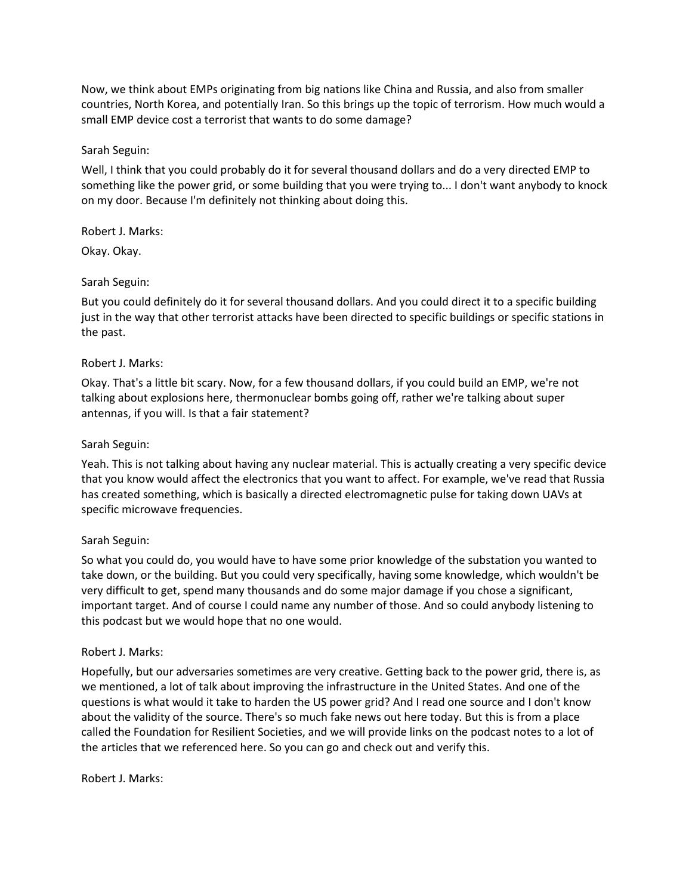Now, we think about EMPs originating from big nations like China and Russia, and also from smaller countries, North Korea, and potentially Iran. So this brings up the topic of terrorism. How much would a small EMP device cost a terrorist that wants to do some damage?

Sarah Seguin:

Well, I think that you could probably do it for several thousand dollars and do a very directed EMP to something like the power grid, or some building that you were trying to... I don't want anybody to knock on my door. Because I'm definitely not thinking about doing this.

Robert J. Marks:

Okay. Okay.

Sarah Seguin:

But you could definitely do it for several thousand dollars. And you could direct it to a specific building just in the way that other terrorist attacks have been directed to specific buildings or specific stations in the past.

Robert J. Marks:

Okay. That's a little bit scary. Now, for a few thousand dollars, if you could build an EMP, we're not talking about explosions here, thermonuclear bombs going off, rather we're talking about super antennas, if you will. Is that a fair statement?

Sarah Seguin:

Yeah. This is not talking about having any nuclear material. This is actually creating a very specific device that you know would affect the electronics that you want to affect. For example, we've read that Russia has created something, which is basically a directed electromagnetic pulse for taking down UAVs at specific microwave frequencies.

Sarah Seguin:

So what you could do, you would have to have some prior knowledge of the substation you wanted to take down, or the building. But you could very specifically, having some knowledge, which wouldn't be very difficult to get, spend many thousands and do some major damage if you chose a significant, important target. And of course I could name any number of those. And so could anybody listening to this podcast but we would hope that no one would.

Robert J. Marks:

Hopefully, but our adversaries sometimes are very creative. Getting back to the power grid, there is, as we mentioned, a lot of talk about improving the infrastructure in the United States. And one of the questions is what would it take to harden the US power grid? And I read one source and I don't know about the validity of the source. There's so much fake news out here today. But this is from a place called the Foundation for Resilient Societies, and we will provide links on the podcast notes to a lot of the articles that we referenced here. So you can go and check out and verify this.

Robert J. Marks: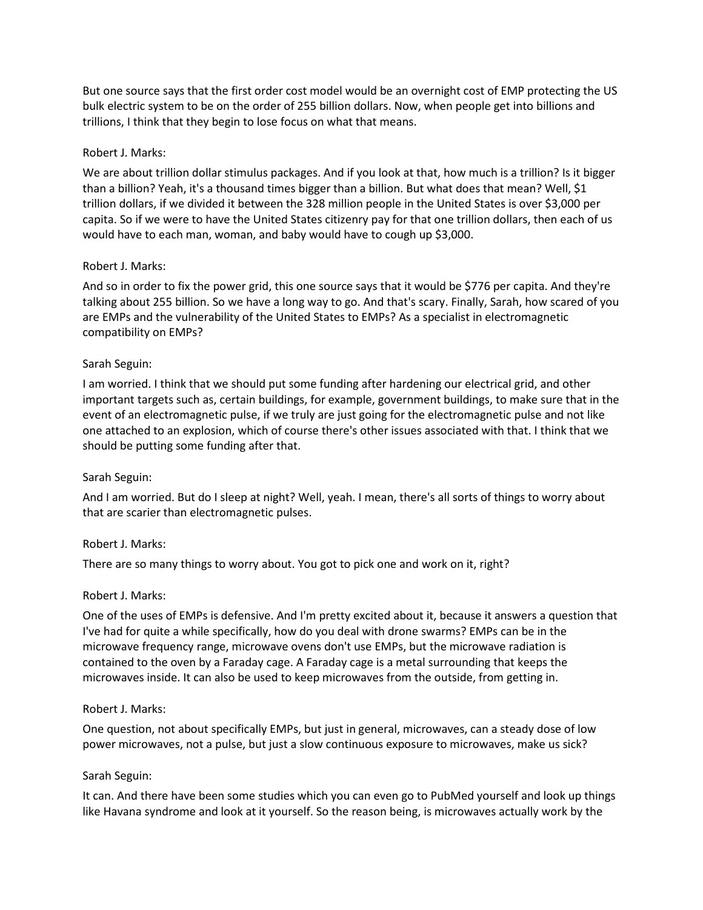But one source says that the first order cost model would be an overnight cost of EMP protecting the US bulk electric system to be on the order of 255 billion dollars. Now, when people get into billions and trillions, I think that they begin to lose focus on what that means.

Robert J. Marks:

We are about trillion dollar stimulus packages. And if you look at that, how much is a trillion? Is it bigger than a billion? Yeah, it's a thousand times bigger than a billion. But what does that mean? Well, $1 trillion dollars, if we divided it between the 328 million people in the United States is over $3,000 per capita. So if we were to have the United States citizenry pay for that one trillion dollars, then each of us would have to each man, woman, and baby would have to cough up $3,000.

Robert J. Marks:

And so in order to fix the power grid, this one source says that it would be $776 per capita. And they're talking about 255 billion. So we have a long way to go. And that's scary. Finally, Sarah, how scared of you are EMPs and the vulnerability of the United States to EMPs? As a specialist in electromagnetic compatibility on EMPs?

Sarah Seguin:

I am worried. I think that we should put some funding after hardening our electrical grid, and other important targets such as, certain buildings, for example, government buildings, to make sure that in the event of an electromagnetic pulse, if we truly are just going for the electromagnetic pulse and not like one attached to an explosion, which of course there's other issues associated with that. I think that we should be putting some funding after that.

Sarah Seguin:

And I am worried. But do I sleep at night? Well, yeah. I mean, there's all sorts of things to worry about that are scarier than electromagnetic pulses.

Robert J. Marks:

There are so many things to worry about. You got to pick one and work on it, right?

Robert J. Marks:

One of the uses of EMPs is defensive. And I'm pretty excited about it, because it answers a question that I've had for quite a while specifically, how do you deal with drone swarms? EMPs can be in the microwave frequency range, microwave ovens don't use EMPs, but the microwave radiation is contained to the oven by a Faraday cage. A Faraday cage is a metal surrounding that keeps the microwaves inside. It can also be used to keep microwaves from the outside, from getting in.

Robert J. Marks:

One question, not about specifically EMPs, but just in general, microwaves, can a steady dose of low power microwaves, not a pulse, but just a slow continuous exposure to microwaves, make us sick?

Sarah Seguin:

It can. And there have been some studies which you can even go to PubMed yourself and look up things like Havana syndrome and look at it yourself. So the reason being, is microwaves actually work by the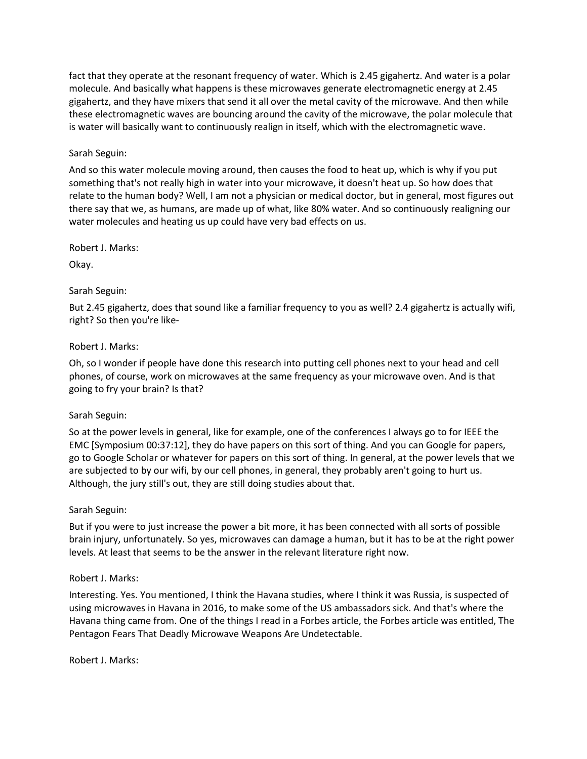fact that they operate at the resonant frequency of water. Which is 2.45 gigahertz. And water is a polar molecule. And basically what happens is these microwaves generate electromagnetic energy at 2.45 gigahertz, and they have mixers that send it all over the metal cavity of the microwave. And then while these electromagnetic waves are bouncing around the cavity of the microwave, the polar molecule that is water will basically want to continuously realign in itself, which with the electromagnetic wave.

Sarah Seguin:

And so this water molecule moving around, then causes the food to heat up, which is why if you put something that's not really high in water into your microwave, it doesn't heat up. So how does that relate to the human body? Well, I am not a physician or medical doctor, but in general, most figures out there say that we, as humans, are made up of what, like 80% water. And so continuously realigning our water molecules and heating us up could have very bad effects on us.

Robert J. Marks:

Okay.

Sarah Seguin:

But 2.45 gigahertz, does that sound like a familiar frequency to you as well? 2.4 gigahertz is actually wifi, right? So then you're like-

Robert J. Marks:

Oh, so I wonder if people have done this research into putting cell phones next to your head and cell phones, of course, work on microwaves at the same frequency as your microwave oven. And is that going to fry your brain? Is that?

Sarah Seguin:

So at the power levels in general, like for example, one of the conferences I always go to for IEEE the EMC [Symposium 00:37:12], they do have papers on this sort of thing. And you can Google for papers, go to Google Scholar or whatever for papers on this sort of thing. In general, at the power levels that we are subjected to by our wifi, by our cell phones, in general, they probably aren't going to hurt us. Although, the jury still's out, they are still doing studies about that.

Sarah Seguin:

But if you were to just increase the power a bit more, it has been connected with all sorts of possible brain injury, unfortunately. So yes, microwaves can damage a human, but it has to be at the right power levels. At least that seems to be the answer in the relevant literature right now.

Robert J. Marks:

Interesting. Yes. You mentioned, I think the Havana studies, where I think it was Russia, is suspected of using microwaves in Havana in 2016, to make some of the US ambassadors sick. And that's where the Havana thing came from. One of the things I read in a Forbes article, the Forbes article was entitled, The Pentagon Fears That Deadly Microwave Weapons Are Undetectable.

Robert J. Marks: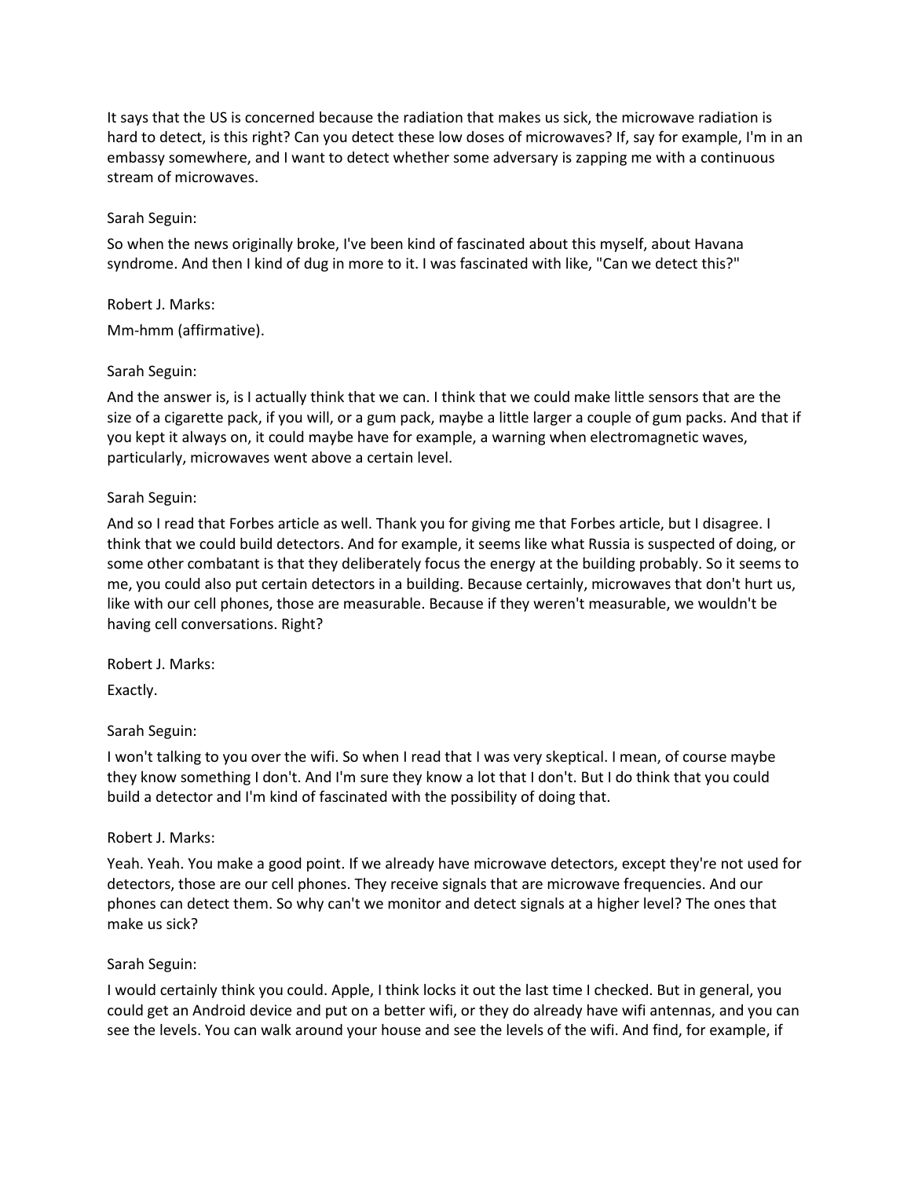It says that the US is concerned because the radiation that makes us sick, the microwave radiation is hard to detect, is this right? Can you detect these low doses of microwaves? If, say for example, I'm in an embassy somewhere, and I want to detect whether some adversary is zapping me with a continuous stream of microwaves.

Sarah Seguin:

So when the news originally broke, I've been kind of fascinated about this myself, about Havana syndrome. And then I kind of dug in more to it. I was fascinated with like, "Can we detect this?"

Robert J. Marks:

Mm-hmm (affirmative).

Sarah Seguin:

And the answer is, is I actually think that we can. I think that we could make little sensors that are the size of a cigarette pack, if you will, or a gum pack, maybe a little larger a couple of gum packs. And that if you kept it always on, it could maybe have for example, a warning when electromagnetic waves, particularly, microwaves went above a certain level.

Sarah Seguin:

And so I read that Forbes article as well. Thank you for giving me that Forbes article, but I disagree. I think that we could build detectors. And for example, it seems like what Russia is suspected of doing, or some other combatant is that they deliberately focus the energy at the building probably. So it seems to me, you could also put certain detectors in a building. Because certainly, microwaves that don't hurt us, like with our cell phones, those are measurable. Because if they weren't measurable, we wouldn't be having cell conversations. Right?

Robert J. Marks:

Exactly.

Sarah Seguin:

I won't talking to you over the wifi. So when I read that I was very skeptical. I mean, of course maybe they know something I don't. And I'm sure they know a lot that I don't. But I do think that you could build a detector and I'm kind of fascinated with the possibility of doing that.

Robert J. Marks:

Yeah. Yeah. You make a good point. If we already have microwave detectors, except they're not used for detectors, those are our cell phones. They receive signals that are microwave frequencies. And our phones can detect them. So why can't we monitor and detect signals at a higher level? The ones that make us sick?

Sarah Seguin:

I would certainly think you could. Apple, I think locks it out the last time I checked. But in general, you could get an Android device and put on a better wifi, or they do already have wifi antennas, and you can see the levels. You can walk around your house and see the levels of the wifi. And find, for example, if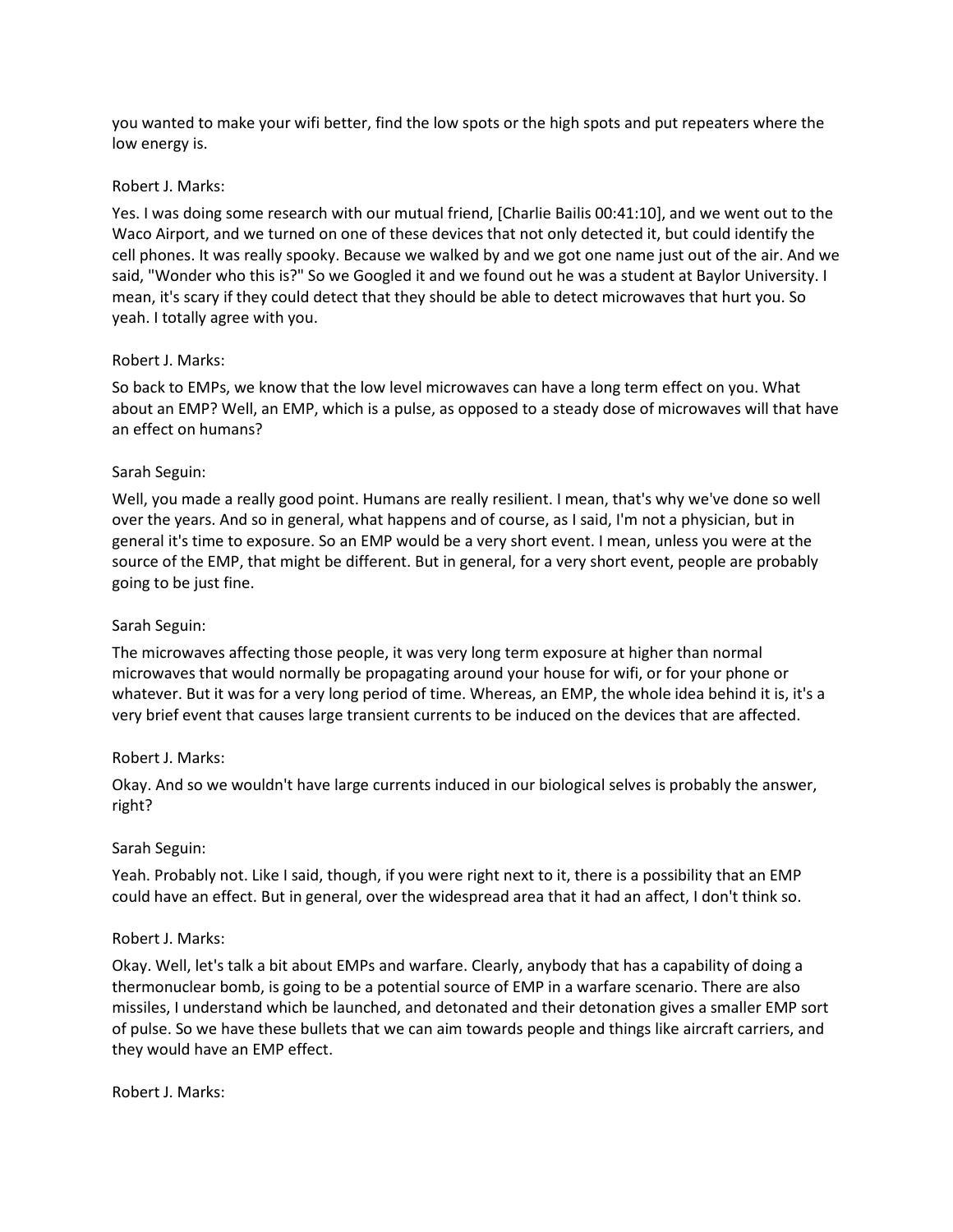you wanted to make your wifi better, find the low spots or the high spots and put repeaters where the low energy is.

Robert J. Marks:

Yes. I was doing some research with our mutual friend, [Charlie Bailis 00:41:10], and we went out to the Waco Airport, and we turned on one of these devices that not only detected it, but could identify the cell phones. It was really spooky. Because we walked by and we got one name just out of the air. And we said, "Wonder who this is?" So we Googled it and we found out he was a student at Baylor University. I mean, it's scary if they could detect that they should be able to detect microwaves that hurt you. So yeah. I totally agree with you.

Robert J. Marks:

So back to EMPs, we know that the low level microwaves can have a long term effect on you. What about an EMP? Well, an EMP, which is a pulse, as opposed to a steady dose of microwaves will that have an effect on humans?

Sarah Seguin:

Well, you made a really good point. Humans are really resilient. I mean, that's why we've done so well over the years. And so in general, what happens and of course, as I said, I'm not a physician, but in general it's time to exposure. So an EMP would be a very short event. I mean, unless you were at the source of the EMP, that might be different. But in general, for a very short event, people are probably going to be just fine.

Sarah Seguin:

The microwaves affecting those people, it was very long term exposure at higher than normal microwaves that would normally be propagating around your house for wifi, or for your phone or whatever. But it was for a very long period of time. Whereas, an EMP, the whole idea behind it is, it's a very brief event that causes large transient currents to be induced on the devices that are affected.

Robert J. Marks:

Okay. And so we wouldn't have large currents induced in our biological selves is probably the answer, right?

Sarah Seguin:

Yeah. Probably not. Like I said, though, if you were right next to it, there is a possibility that an EMP could have an effect. But in general, over the widespread area that it had an affect, I don't think so.

Robert J. Marks:

Okay. Well, let's talk a bit about EMPs and warfare. Clearly, anybody that has a capability of doing a thermonuclear bomb, is going to be a potential source of EMP in a warfare scenario. There are also missiles, I understand which be launched, and detonated and their detonation gives a smaller EMP sort of pulse. So we have these bullets that we can aim towards people and things like aircraft carriers, and they would have an EMP effect.

Robert J. Marks: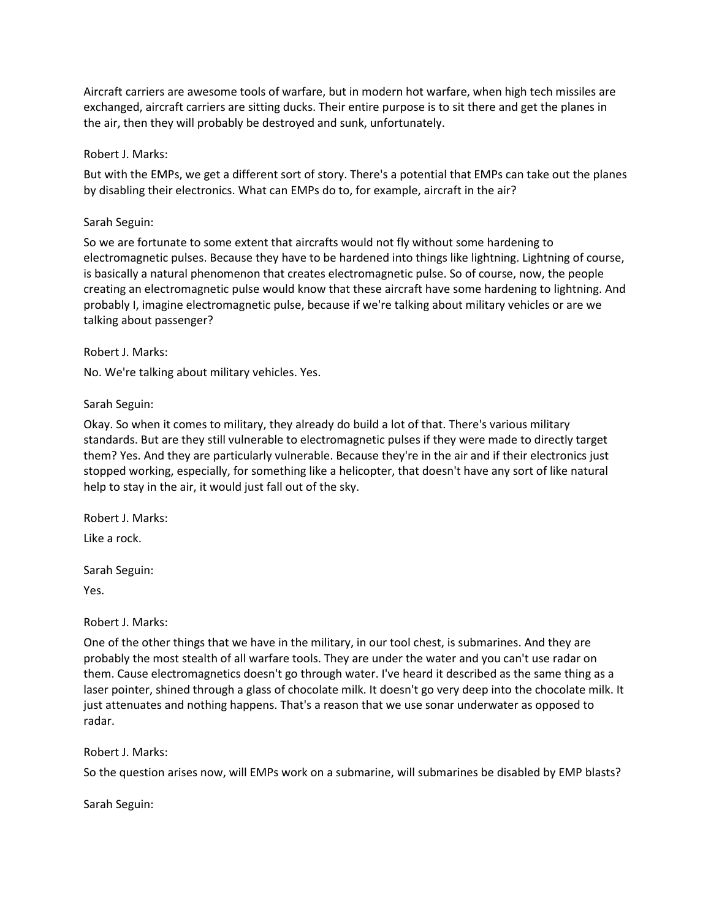Aircraft carriers are awesome tools of warfare, but in modern hot warfare, when high tech missiles are exchanged, aircraft carriers are sitting ducks. Their entire purpose is to sit there and get the planes in the air, then they will probably be destroyed and sunk, unfortunately.

Robert J. Marks:

But with the EMPs, we get a different sort of story. There's a potential that EMPs can take out the planes by disabling their electronics. What can EMPs do to, for example, aircraft in the air?

Sarah Seguin:

So we are fortunate to some extent that aircrafts would not fly without some hardening to electromagnetic pulses. Because they have to be hardened into things like lightning. Lightning of course, is basically a natural phenomenon that creates electromagnetic pulse. So of course, now, the people creating an electromagnetic pulse would know that these aircraft have some hardening to lightning. And probably I, imagine electromagnetic pulse, because if we're talking about military vehicles or are we talking about passenger?

Robert J. Marks:

No. We're talking about military vehicles. Yes.

Sarah Seguin:

Okay. So when it comes to military, they already do build a lot of that. There's various military standards. But are they still vulnerable to electromagnetic pulses if they were made to directly target them? Yes. And they are particularly vulnerable. Because they're in the air and if their electronics just stopped working, especially, for something like a helicopter, that doesn't have any sort of like natural help to stay in the air, it would just fall out of the sky.

Robert J. Marks:

Like a rock.

Sarah Seguin:

Yes.

Robert J. Marks:

One of the other things that we have in the military, in our tool chest, is submarines. And they are probably the most stealth of all warfare tools. They are under the water and you can't use radar on them. Cause electromagnetics doesn't go through water. I've heard it described as the same thing as a laser pointer, shined through a glass of chocolate milk. It doesn't go very deep into the chocolate milk. It just attenuates and nothing happens. That's a reason that we use sonar underwater as opposed to radar.

Robert J. Marks:

So the question arises now, will EMPs work on a submarine, will submarines be disabled by EMP blasts?

Sarah Seguin: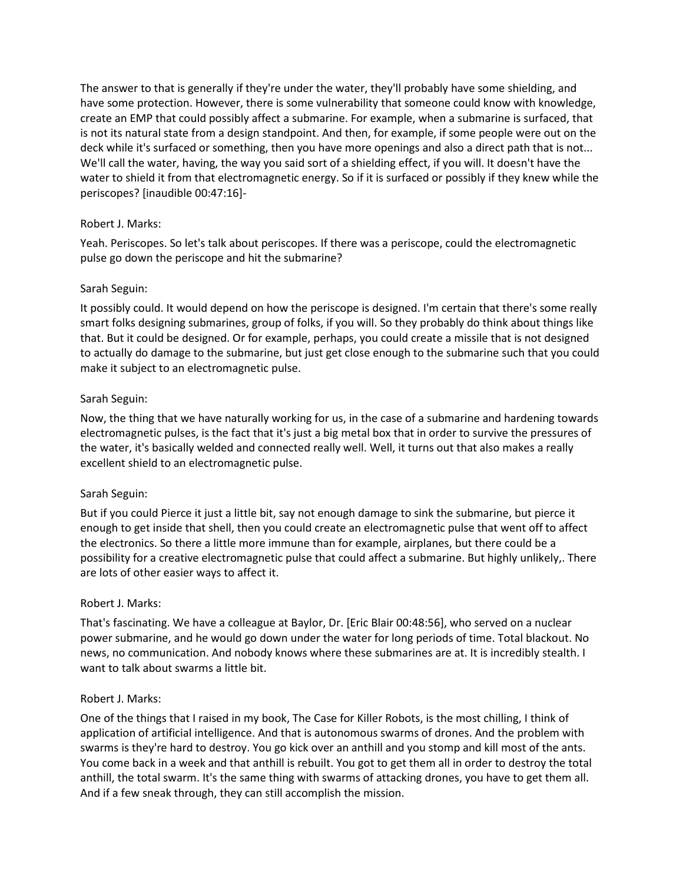The answer to that is generally if they're under the water, they'll probably have some shielding, and have some protection. However, there is some vulnerability that someone could know with knowledge, create an EMP that could possibly affect a submarine. For example, when a submarine is surfaced, that is not its natural state from a design standpoint. And then, for example, if some people were out on the deck while it's surfaced or something, then you have more openings and also a direct path that is not... We'll call the water, having, the way you said sort of a shielding effect, if you will. It doesn't have the water to shield it from that electromagnetic energy. So if it is surfaced or possibly if they knew while the periscopes? [inaudible 00:47:16]-

Robert J. Marks:

Yeah. Periscopes. So let's talk about periscopes. If there was a periscope, could the electromagnetic pulse go down the periscope and hit the submarine?

Sarah Seguin:

It possibly could. It would depend on how the periscope is designed. I'm certain that there's some really smart folks designing submarines, group of folks, if you will. So they probably do think about things like that. But it could be designed. Or for example, perhaps, you could create a missile that is not designed to actually do damage to the submarine, but just get close enough to the submarine such that you could make it subject to an electromagnetic pulse.

Sarah Seguin:

Now, the thing that we have naturally working for us, in the case of a submarine and hardening towards electromagnetic pulses, is the fact that it's just a big metal box that in order to survive the pressures of the water, it's basically welded and connected really well. Well, it turns out that also makes a really excellent shield to an electromagnetic pulse.

Sarah Seguin:

But if you could Pierce it just a little bit, say not enough damage to sink the submarine, but pierce it enough to get inside that shell, then you could create an electromagnetic pulse that went off to affect the electronics. So there a little more immune than for example, airplanes, but there could be a possibility for a creative electromagnetic pulse that could affect a submarine. But highly unlikely,. There are lots of other easier ways to affect it.

Robert J. Marks:

That's fascinating. We have a colleague at Baylor, Dr. [Eric Blair 00:48:56], who served on a nuclear power submarine, and he would go down under the water for long periods of time. Total blackout. No news, no communication. And nobody knows where these submarines are at. It is incredibly stealth. I want to talk about swarms a little bit.

Robert J. Marks:

One of the things that I raised in my book, The Case for Killer Robots, is the most chilling, I think of application of artificial intelligence. And that is autonomous swarms of drones. And the problem with swarms is they're hard to destroy. You go kick over an anthill and you stomp and kill most of the ants. You come back in a week and that anthill is rebuilt. You got to get them all in order to destroy the total anthill, the total swarm. It's the same thing with swarms of attacking drones, you have to get them all. And if a few sneak through, they can still accomplish the mission.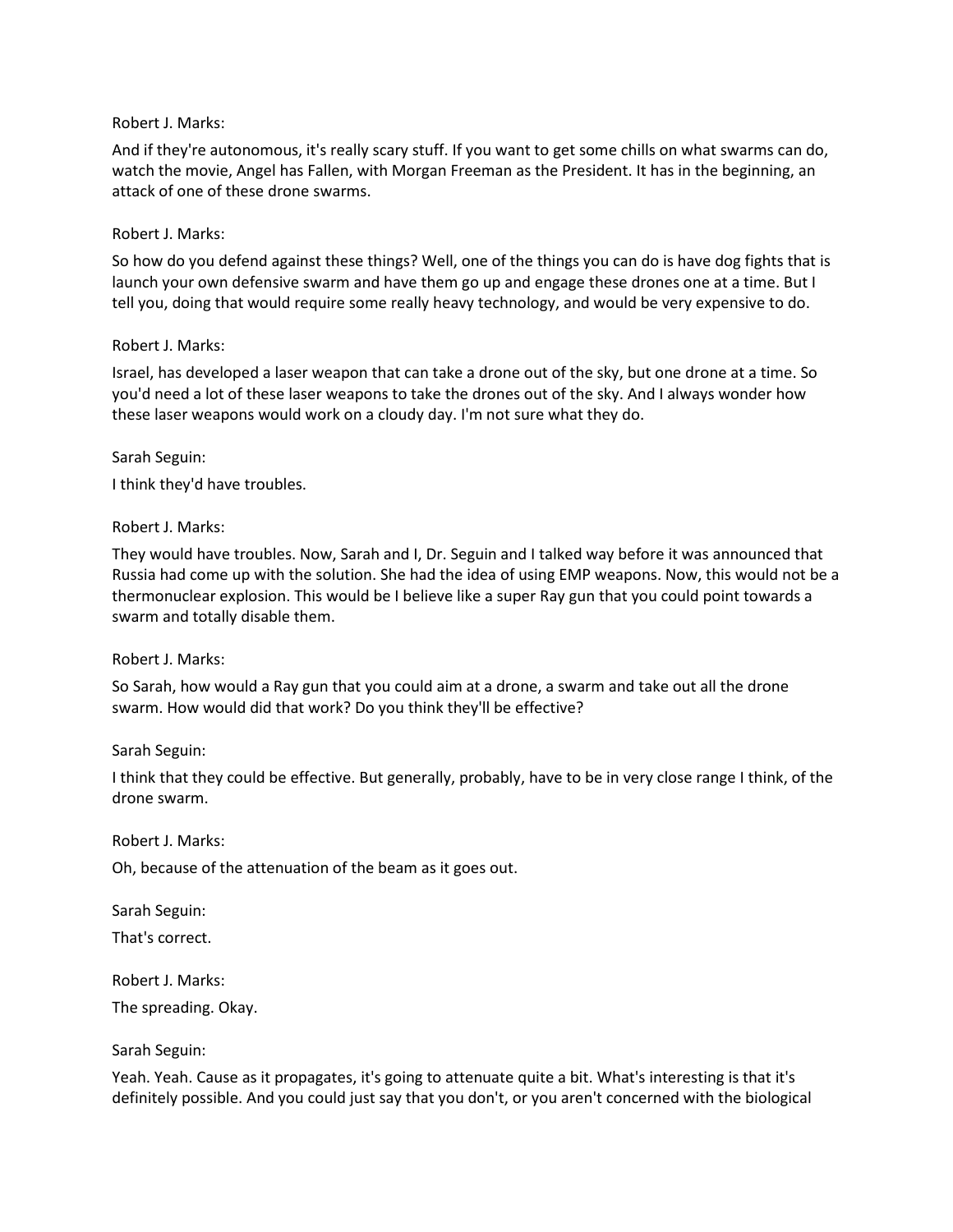Robert J. Marks:

And if they're autonomous, it's really scary stuff. If you want to get some chills on what swarms can do, watch the movie, Angel has Fallen, with Morgan Freeman as the President. It has in the beginning, an attack of one of these drone swarms.

Robert J. Marks:

So how do you defend against these things? Well, one of the things you can do is have dog fights that is launch your own defensive swarm and have them go up and engage these drones one at a time. But I tell you, doing that would require some really heavy technology, and would be very expensive to do.

Robert J. Marks:

Israel, has developed a laser weapon that can take a drone out of the sky, but one drone at a time. So you'd need a lot of these laser weapons to take the drones out of the sky. And I always wonder how these laser weapons would work on a cloudy day. I'm not sure what they do.

Sarah Seguin:

I think they'd have troubles.

Robert J. Marks:

They would have troubles. Now, Sarah and I, Dr. Seguin and I talked way before it was announced that Russia had come up with the solution. She had the idea of using EMP weapons. Now, this would not be a thermonuclear explosion. This would be I believe like a super Ray gun that you could point towards a swarm and totally disable them.

Robert J. Marks:

So Sarah, how would a Ray gun that you could aim at a drone, a swarm and take out all the drone swarm. How would did that work? Do you think they'll be effective?

Sarah Seguin:

I think that they could be effective. But generally, probably, have to be in very close range I think, of the drone swarm.

Robert J. Marks:

Oh, because of the attenuation of the beam as it goes out.

Sarah Seguin:

That's correct.

Robert J. Marks:

The spreading. Okay.

Sarah Seguin:

Yeah. Yeah. Cause as it propagates, it's going to attenuate quite a bit. What's interesting is that it's definitely possible. And you could just say that you don't, or you aren't concerned with the biological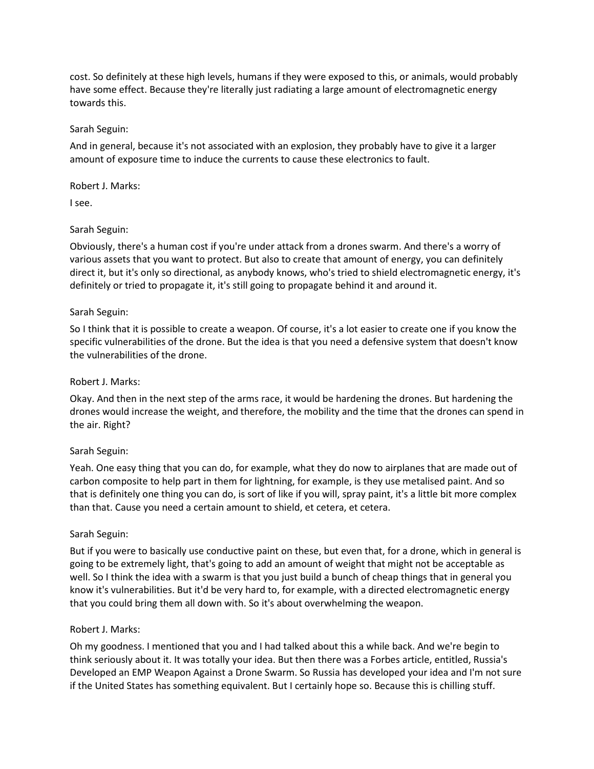cost. So definitely at these high levels, humans if they were exposed to this, or animals, would probably have some effect. Because they're literally just radiating a large amount of electromagnetic energy towards this.

Sarah Seguin:

And in general, because it's not associated with an explosion, they probably have to give it a larger amount of exposure time to induce the currents to cause these electronics to fault.

Robert J. Marks:

I see.

Sarah Seguin:

Obviously, there's a human cost if you're under attack from a drones swarm. And there's a worry of various assets that you want to protect. But also to create that amount of energy, you can definitely direct it, but it's only so directional, as anybody knows, who's tried to shield electromagnetic energy, it's definitely or tried to propagate it, it's still going to propagate behind it and around it.

Sarah Seguin:

So I think that it is possible to create a weapon. Of course, it's a lot easier to create one if you know the specific vulnerabilities of the drone. But the idea is that you need a defensive system that doesn't know the vulnerabilities of the drone.

Robert J. Marks:

Okay. And then in the next step of the arms race, it would be hardening the drones. But hardening the drones would increase the weight, and therefore, the mobility and the time that the drones can spend in the air. Right?

Sarah Seguin:

Yeah. One easy thing that you can do, for example, what they do now to airplanes that are made out of carbon composite to help part in them for lightning, for example, is they use metalised paint. And so that is definitely one thing you can do, is sort of like if you will, spray paint, it's a little bit more complex than that. Cause you need a certain amount to shield, et cetera, et cetera.

Sarah Seguin:

But if you were to basically use conductive paint on these, but even that, for a drone, which in general is going to be extremely light, that's going to add an amount of weight that might not be acceptable as well. So I think the idea with a swarm is that you just build a bunch of cheap things that in general you know it's vulnerabilities. But it'd be very hard to, for example, with a directed electromagnetic energy that you could bring them all down with. So it's about overwhelming the weapon.

Robert J. Marks:

Oh my goodness. I mentioned that you and I had talked about this a while back. And we're begin to think seriously about it. It was totally your idea. But then there was a Forbes article, entitled, Russia's Developed an EMP Weapon Against a Drone Swarm. So Russia has developed your idea and I'm not sure if the United States has something equivalent. But I certainly hope so. Because this is chilling stuff.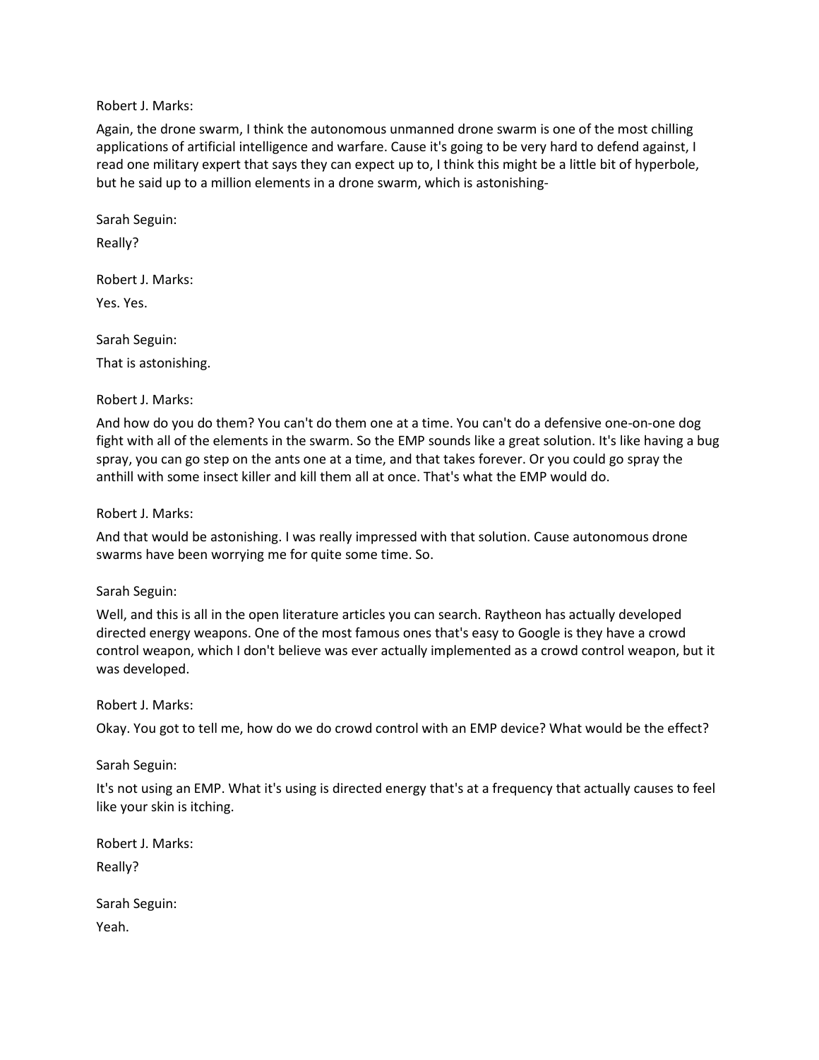Robert J. Marks:

Again, the drone swarm, I think the autonomous unmanned drone swarm is one of the most chilling applications of artificial intelligence and warfare. Cause it's going to be very hard to defend against, I read one military expert that says they can expect up to, I think this might be a little bit of hyperbole, but he said up to a million elements in a drone swarm, which is astonishing-

Sarah Seguin:

Really?

Robert J. Marks:

Yes. Yes.

Sarah Seguin:

That is astonishing.

Robert J. Marks:

And how do you do them? You can't do them one at a time. You can't do a defensive one-on-one dog fight with all of the elements in the swarm. So the EMP sounds like a great solution. It's like having a bug spray, you can go step on the ants one at a time, and that takes forever. Or you could go spray the anthill with some insect killer and kill them all at once. That's what the EMP would do.

Robert J. Marks:

And that would be astonishing. I was really impressed with that solution. Cause autonomous drone swarms have been worrying me for quite some time. So.

Sarah Seguin:

Well, and this is all in the open literature articles you can search. Raytheon has actually developed directed energy weapons. One of the most famous ones that's easy to Google is they have a crowd control weapon, which I don't believe was ever actually implemented as a crowd control weapon, but it was developed.

Robert J. Marks:

Okay. You got to tell me, how do we do crowd control with an EMP device? What would be the effect?

Sarah Seguin:

It's not using an EMP. What it's using is directed energy that's at a frequency that actually causes to feel like your skin is itching.

Robert J. Marks:

Really?

Sarah Seguin:

Yeah.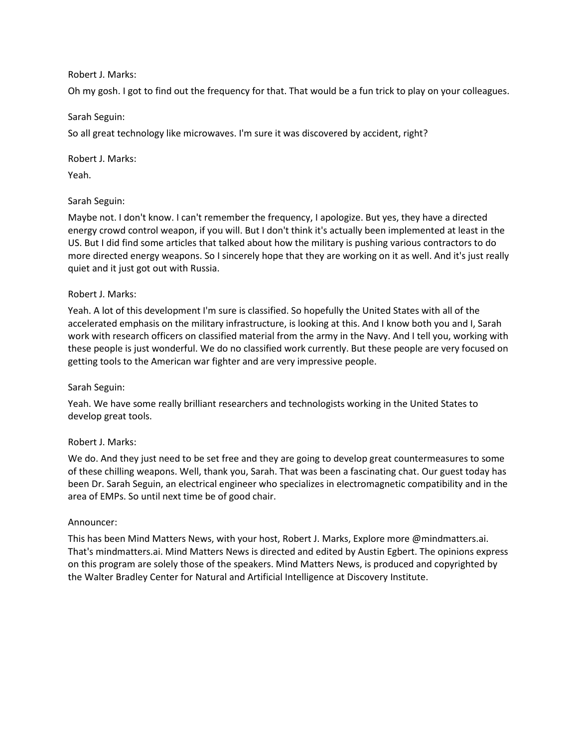Robert J. Marks:

Oh my gosh. I got to find out the frequency for that. That would be a fun trick to play on your colleagues.

Sarah Seguin:

So all great technology like microwaves. I'm sure it was discovered by accident, right?

Robert J. Marks:

Yeah.

Sarah Seguin:

Maybe not. I don't know. I can't remember the frequency, I apologize. But yes, they have a directed energy crowd control weapon, if you will. But I don't think it's actually been implemented at least in the US. But I did find some articles that talked about how the military is pushing various contractors to do more directed energy weapons. So I sincerely hope that they are working on it as well. And it's just really quiet and it just got out with Russia.

Robert J. Marks:

Yeah. A lot of this development I'm sure is classified. So hopefully the United States with all of the accelerated emphasis on the military infrastructure, is looking at this. And I know both you and I, Sarah work with research officers on classified material from the army in the Navy. And I tell you, working with these people is just wonderful. We do no classified work currently. But these people are very focused on getting tools to the American war fighter and are very impressive people.

Sarah Seguin:

Yeah. We have some really brilliant researchers and technologists working in the United States to develop great tools.

Robert J. Marks:

We do. And they just need to be set free and they are going to develop great countermeasures to some of these chilling weapons. Well, thank you, Sarah. That was been a fascinating chat. Our guest today has been Dr. Sarah Seguin, an electrical engineer who specializes in electromagnetic compatibility and in the area of EMPs. So until next time be of good chair.

Announcer:

This has been Mind Matters News, with your host, Robert J. Marks, Explore more @mindmatters.ai. That's mindmatters.ai. Mind Matters News is directed and edited by Austin Egbert. The opinions express on this program are solely those of the speakers. Mind Matters News, is produced and copyrighted by the Walter Bradley Center for Natural and Artificial Intelligence at Discovery Institute.